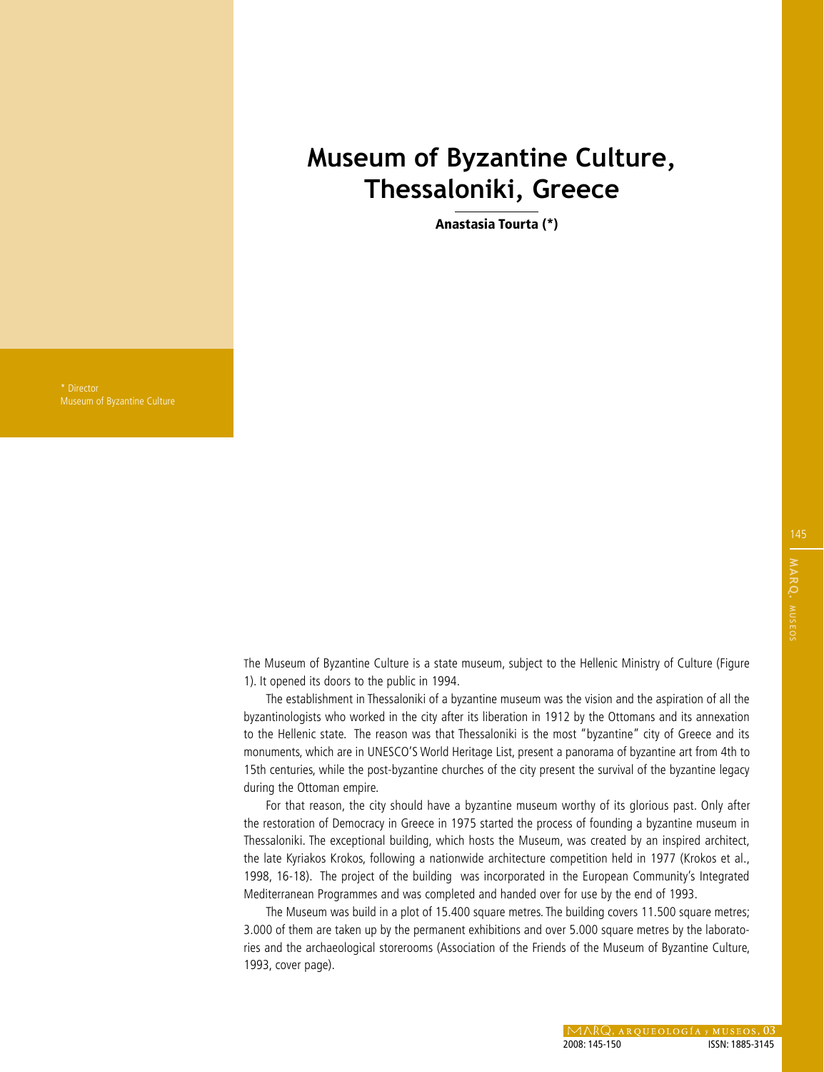# Museum of Byzantine Culture, Thessaloniki, Greece

**Anastasia Tourta (*)**

\* Director
Museum of Byzantine Culture

The Museum of Byzantine Culture is a state museum, subject to the Hellenic Ministry of Culture (Figure 1). It opened its doors to the public in 1994.

The establishment in Thessaloniki of a byzantine museum was the vision and the aspiration of all the byzantinologists who worked in the city after its liberation in 1912 by the Ottomans and its annexation to the Hellenic state. The reason was that Thessaloniki is the most "byzantine" city of Greece and its monuments, which are in UNESCO'S World Heritage List, present a panorama of byzantine art from 4th to 15th centuries, while the post-byzantine churches of the city present the survival of the byzantine legacy during the Ottoman empire.

For that reason, the city should have a byzantine museum worthy of its glorious past. Only after the restoration of Democracy in Greece in 1975 started the process of founding a byzantine museum in Thessaloniki. The exceptional building, which hosts the Museum, was created by an inspired architect, the late Kyriakos Krokos, following a nationwide architecture competition held in 1977 (Krokos et al., 1998, 16-18). The project of the building was incorporated in the European Community's Integrated Mediterranean Programmes and was completed and handed over for use by the end of 1993.

The Museum was build in a plot of 15.400 square metres. The building covers 11.500 square metres; 3.000 of them are taken up by the permanent exhibitions and over 5.000 square metres by the laboratories and the archaeological storerooms (Association of the Friends of the Museum of Byzantine Culture, 1993, cover page).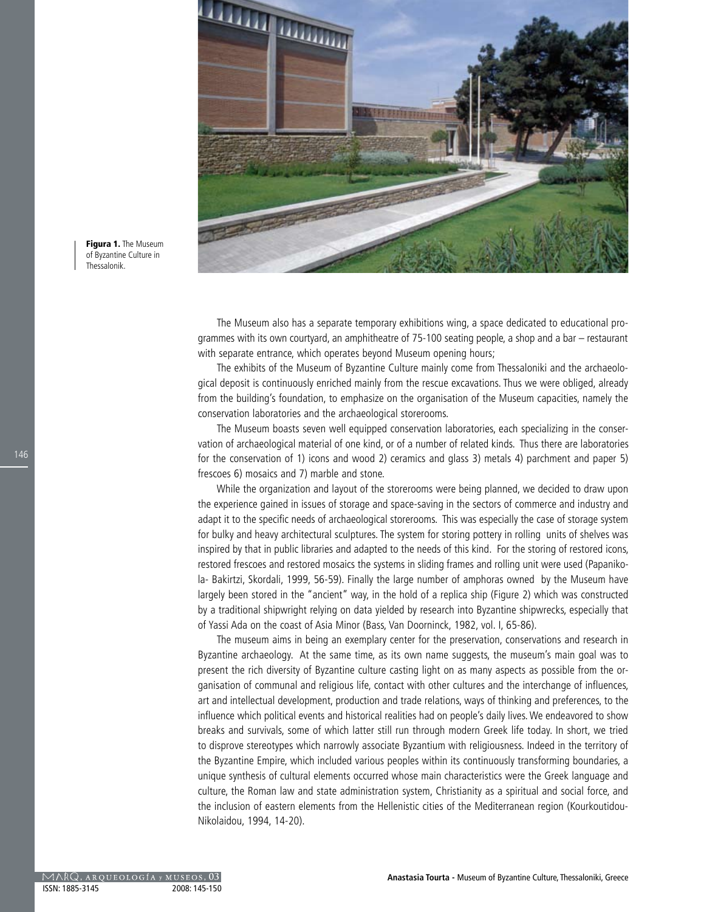Figura 1. The Museum of Byzantine Culture in Thessalonik.

The Museum also has a separate temporary exhibitions wing, a space dedicated to educational programmes with its own courtyard, an amphitheatre of 75-100 seating people, a shop and a bar – restaurant with separate entrance, which operates beyond Museum opening hours;

The exhibits of the Museum of Byzantine Culture mainly come from Thessaloniki and the archaeological deposit is continuously enriched mainly from the rescue excavations. Thus we were obliged, already from the building's foundation, to emphasize on the organisation of the Museum capacities, namely the conservation laboratories and the archaeological storerooms.

The Museum boasts seven well equipped conservation laboratories, each specializing in the conservation of archaeological material of one kind, or of a number of related kinds. Thus there are laboratories for the conservation of 1) icons and wood 2) ceramics and glass 3) metals 4) parchment and paper 5) frescoes 6) mosaics and 7) marble and stone.

While the organization and layout of the storerooms were being planned, we decided to draw upon the experience gained in issues of storage and space-saving in the sectors of commerce and industry and adapt it to the specific needs of archaeological storerooms. This was especially the case of storage system for bulky and heavy architectural sculptures. The system for storing pottery in rolling units of shelves was inspired by that in public libraries and adapted to the needs of this kind. For the storing of restored icons, restored frescoes and restored mosaics the systems in sliding frames and rolling unit were used (Papanikola- Bakirtzi, Skordali, 1999, 56-59). Finally the large number of amphoras owned by the Museum have largely been stored in the "ancient" way, in the hold of a replica ship (Figure 2) which was constructed by a traditional shipwright relying on data yielded by research into Byzantine shipwrecks, especially that of Yassi Ada on the coast of Asia Minor (Bass, Van Doorninck, 1982, vol. I, 65-86).

The museum aims in being an exemplary center for the preservation, conservations and research in Byzantine archaeology. At the same time, as its own name suggests, the museum's main goal was to present the rich diversity of Byzantine culture casting light on as many aspects as possible from the organisation of communal and religious life, contact with other cultures and the interchange of influences, art and intellectual development, production and trade relations, ways of thinking and preferences, to the influence which political events and historical realities had on people's daily lives. We endeavored to show breaks and survivals, some of which latter still run through modern Greek life today. In short, we tried to disprove stereotypes which narrowly associate Byzantium with religiousness. Indeed in the territory of the Byzantine Empire, which included various peoples within its continuously transforming boundaries, a unique synthesis of cultural elements occurred whose main characteristics were the Greek language and culture, the Roman law and state administration system, Christianity as a spiritual and social force, and the inclusion of eastern elements from the Hellenistic cities of the Mediterranean region (Kourkoutidou-Nikolaidou, 1994, 14-20).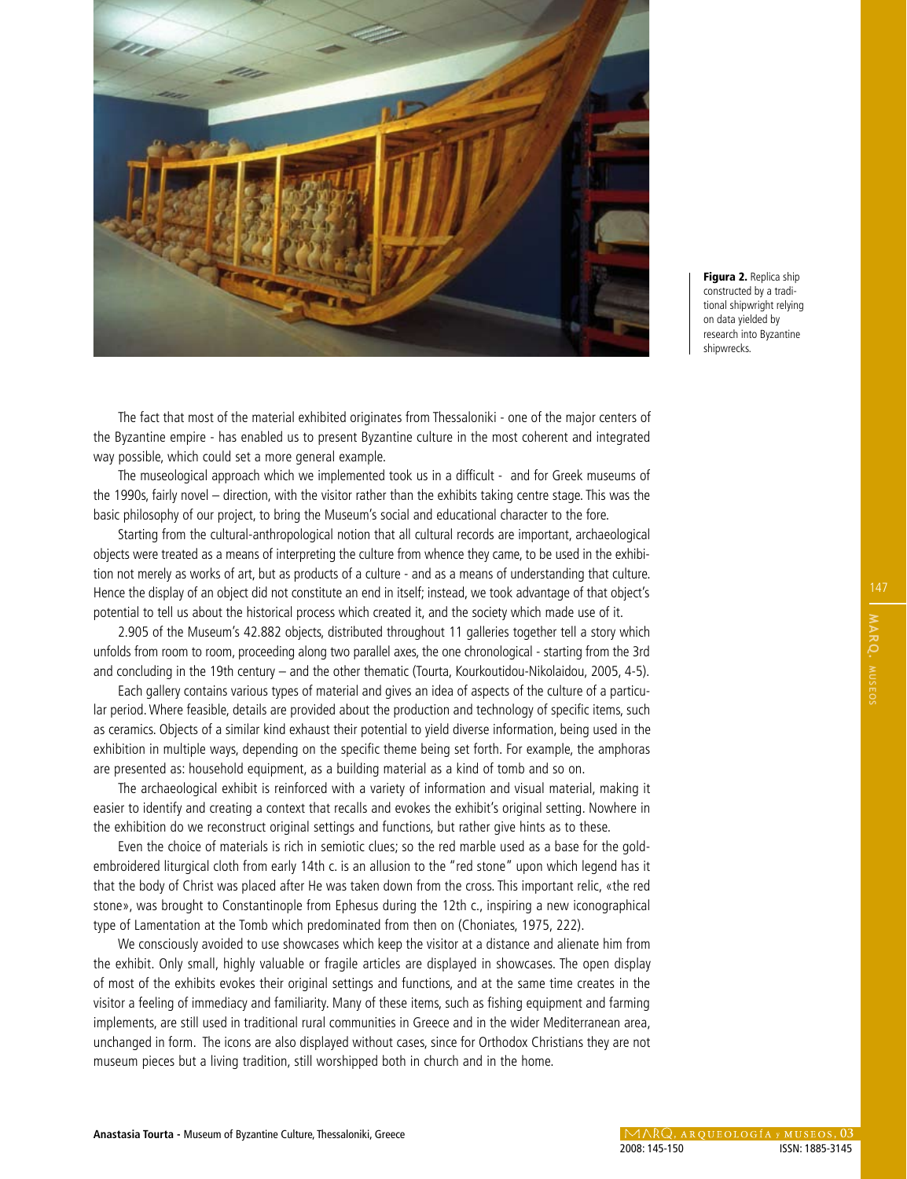**Figura 2.** Replica ship constructed by a traditional shipwright relying on data yielded by research into Byzantine shipwrecks.

The fact that most of the material exhibited originates from Thessaloniki - one of the major centers of the Byzantine empire - has enabled us to present Byzantine culture in the most coherent and integrated way possible, which could set a more general example.

The museological approach which we implemented took us in a difficult - and for Greek museums of the 1990s, fairly novel – direction, with the visitor rather than the exhibits taking centre stage. This was the basic philosophy of our project, to bring the Museum's social and educational character to the fore.

Starting from the cultural-anthropological notion that all cultural records are important, archaeological objects were treated as a means of interpreting the culture from whence they came, to be used in the exhibition not merely as works of art, but as products of a culture - and as a means of understanding that culture. Hence the display of an object did not constitute an end in itself; instead, we took advantage of that object's potential to tell us about the historical process which created it, and the society which made use of it.

2.905 of the Museum's 42.882 objects, distributed throughout 11 galleries together tell a story which unfolds from room to room, proceeding along two parallel axes, the one chronological - starting from the 3rd and concluding in the 19th century – and the other thematic (Tourta, Kourkoutidou-Nikolaidou, 2005, 4-5).

Each gallery contains various types of material and gives an idea of aspects of the culture of a particular period. Where feasible, details are provided about the production and technology of specific items, such as ceramics. Objects of a similar kind exhaust their potential to yield diverse information, being used in the exhibition in multiple ways, depending on the specific theme being set forth. For example, the amphoras are presented as: household equipment, as a building material as a kind of tomb and so on.

The archaeological exhibit is reinforced with a variety of information and visual material, making it easier to identify and creating a context that recalls and evokes the exhibit's original setting. Nowhere in the exhibition do we reconstruct original settings and functions, but rather give hints as to these.

Even the choice of materials is rich in semiotic clues; so the red marble used as a base for the gold-embroidered liturgical cloth from early 14th c. is an allusion to the "red stone" upon which legend has it that the body of Christ was placed after He was taken down from the cross. This important relic, «the red stone», was brought to Constantinople from Ephesus during the 12th c., inspiring a new iconographical type of Lamentation at the Tomb which predominated from then on (Choniates, 1975, 222).

We consciously avoided to use showcases which keep the visitor at a distance and alienate him from the exhibit. Only small, highly valuable or fragile articles are displayed in showcases. The open display of most of the exhibits evokes their original settings and functions, and at the same time creates in the visitor a feeling of immediacy and familiarity. Many of these items, such as fishing equipment and farming implements, are still used in traditional rural communities in Greece and in the wider Mediterranean area, unchanged in form. The icons are also displayed without cases, since for Orthodox Christians they are not museum pieces but a living tradition, still worshipped both in church and in the home.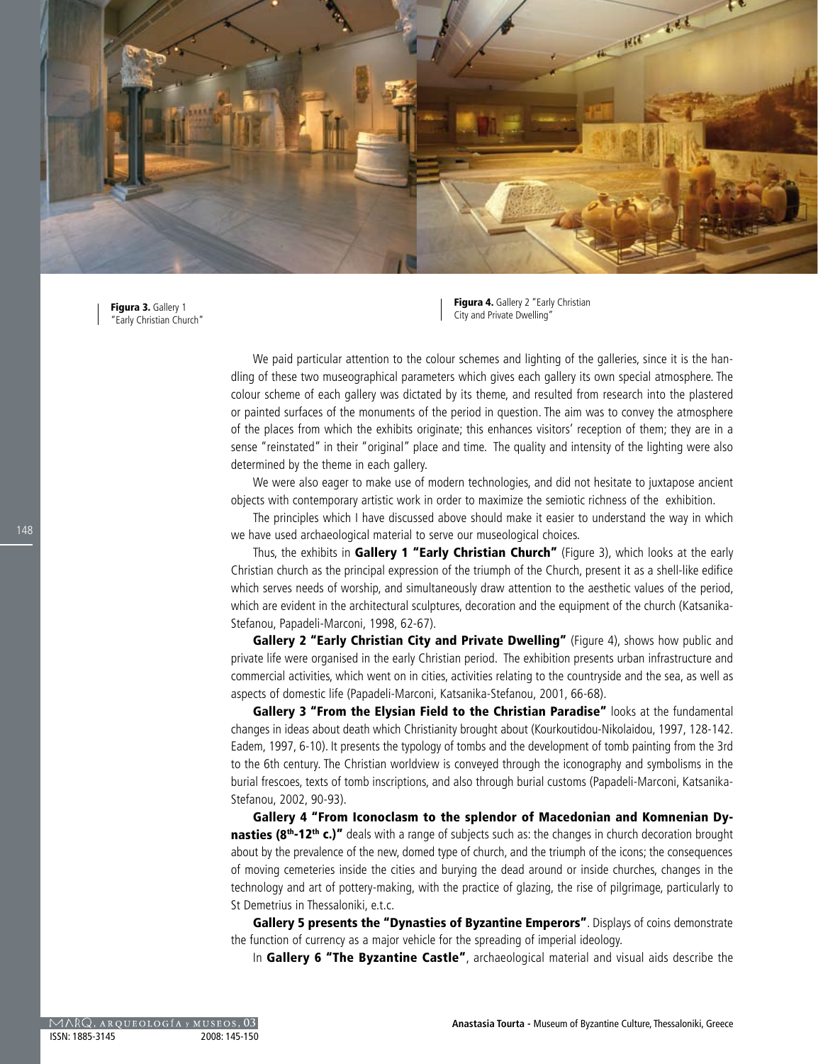**Figura 3.** Gallery 1 "Early Christian Church"

**Figura 4.** Gallery 2 "Early Christian City and Private Dwelling"

We paid particular attention to the colour schemes and lighting of the galleries, since it is the handling of these two museographical parameters which gives each gallery its own special atmosphere. The colour scheme of each gallery was dictated by its theme, and resulted from research into the plastered or painted surfaces of the monuments of the period in question. The aim was to convey the atmosphere of the places from which the exhibits originate; this enhances visitors' reception of them; they are in a sense "reinstated" in their "original" place and time. The quality and intensity of the lighting were also determined by the theme in each gallery.

We were also eager to make use of modern technologies, and did not hesitate to juxtapose ancient objects with contemporary artistic work in order to maximize the semiotic richness of the exhibition.

The principles which I have discussed above should make it easier to understand the way in which we have used archaeological material to serve our museological choices.

Thus, the exhibits in **Gallery 1 "Early Christian Church"** (Figure 3), which looks at the early Christian church as the principal expression of the triumph of the Church, present it as a shell-like edifice which serves needs of worship, and simultaneously draw attention to the aesthetic values of the period, which are evident in the architectural sculptures, decoration and the equipment of the church (Katsanika-Stefanou, Papadeli-Marconi, 1998, 62-67).

**Gallery 2 "Early Christian City and Private Dwelling"** (Figure 4), shows how public and private life were organised in the early Christian period. The exhibition presents urban infrastructure and commercial activities, which went on in cities, activities relating to the countryside and the sea, as well as aspects of domestic life (Papadeli-Marconi, Katsanika-Stefanou, 2001, 66-68).

**Gallery 3 "From the Elysian Field to the Christian Paradise"** looks at the fundamental changes in ideas about death which Christianity brought about (Kourkoutidou-Nikolaidou, 1997, 128-142. Eadem, 1997, 6-10). It presents the typology of tombs and the development of tomb painting from the 3rd to the 6th century. The Christian worldview is conveyed through the iconography and symbolisms in the burial frescoes, texts of tomb inscriptions, and also through burial customs (Papadeli-Marconi, Katsanika-Stefanou, 2002, 90-93).

**Gallery 4 "From Iconoclasm to the splendor of Macedonian and Komnenian Dynasties (8th-12th c.)"** deals with a range of subjects such as: the changes in church decoration brought about by the prevalence of the new, domed type of church, and the triumph of the icons; the consequences of moving cemeteries inside the cities and burying the dead around or inside churches, changes in the technology and art of pottery-making, with the practice of glazing, the rise of pilgrimage, particularly to St Demetrius in Thessaloniki, e.t.c.

**Gallery 5 presents the "Dynasties of Byzantine Emperors"**. Displays of coins demonstrate the function of currency as a major vehicle for the spreading of imperial ideology.

In **Gallery 6 "The Byzantine Castle"**, archaeological material and visual aids describe the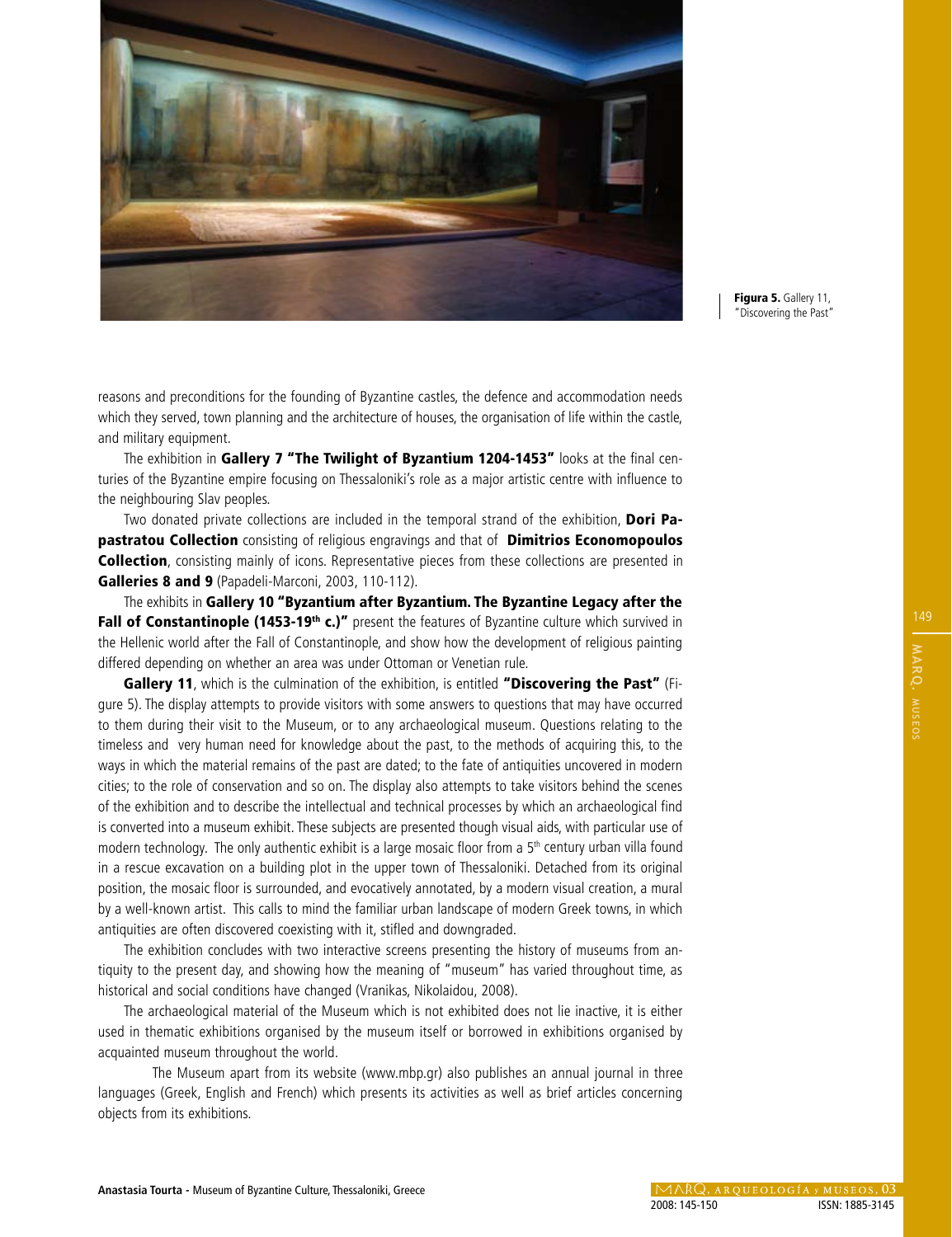**Figura 5.** Gallery 11, "Discovering the Past"

reasons and preconditions for the founding of Byzantine castles, the defence and accommodation needs which they served, town planning and the architecture of houses, the organisation of life within the castle, and military equipment.

The exhibition in **Gallery 7 "The Twilight of Byzantium 1204-1453"** looks at the final centuries of the Byzantine empire focusing on Thessaloniki's role as a major artistic centre with influence to the neighbouring Slav peoples.

Two donated private collections are included in the temporal strand of the exhibition, **Dori Papastratou Collection** consisting of religious engravings and that of **Dimitrios Economopoulos Collection**, consisting mainly of icons. Representative pieces from these collections are presented in **Galleries 8 and 9** (Papadeli-Marconi, 2003, 110-112).

The exhibits in **Gallery 10 "Byzantium after Byzantium. The Byzantine Legacy after the Fall of Constantinople (1453-19th c.)"** present the features of Byzantine culture which survived in the Hellenic world after the Fall of Constantinople, and show how the development of religious painting differed depending on whether an area was under Ottoman or Venetian rule.

**Gallery 11**, which is the culmination of the exhibition, is entitled **"Discovering the Past"** (Figure 5). The display attempts to provide visitors with some answers to questions that may have occurred to them during their visit to the Museum, or to any archaeological museum. Questions relating to the timeless and very human need for knowledge about the past, to the methods of acquiring this, to the ways in which the material remains of the past are dated; to the fate of antiquities uncovered in modern cities; to the role of conservation and so on. The display also attempts to take visitors behind the scenes of the exhibition and to describe the intellectual and technical processes by which an archaeological find is converted into a museum exhibit. These subjects are presented though visual aids, with particular use of modern technology. The only authentic exhibit is a large mosaic floor from a 5th century urban villa found in a rescue excavation on a building plot in the upper town of Thessaloniki. Detached from its original position, the mosaic floor is surrounded, and evocatively annotated, by a modern visual creation, a mural by a well-known artist. This calls to mind the familiar urban landscape of modern Greek towns, in which antiquities are often discovered coexisting with it, stifled and downgraded.

The exhibition concludes with two interactive screens presenting the history of museums from antiquity to the present day, and showing how the meaning of "museum" has varied throughout time, as historical and social conditions have changed (Vranikas, Nikolaidou, 2008).

The archaeological material of the Museum which is not exhibited does not lie inactive, it is either used in thematic exhibitions organised by the museum itself or borrowed in exhibitions organised by acquainted museum throughout the world.

The Museum apart from its website (www.mbp.gr) also publishes an annual journal in three languages (Greek, English and French) which presents its activities as well as brief articles concerning objects from its exhibitions.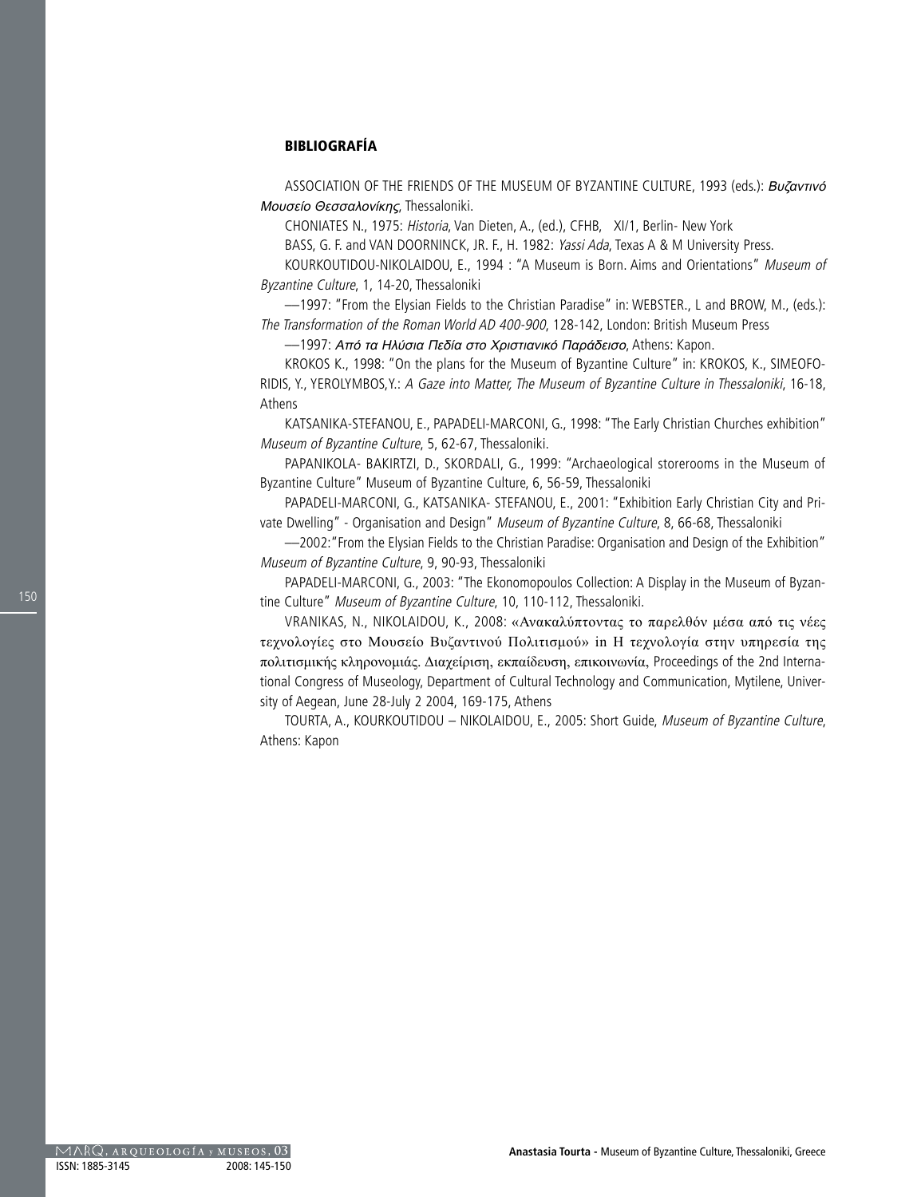## BIBLIOGRAFÍA

ASSOCIATION OF THE FRIENDS OF THE MUSEUM OF BYZANTINE CULTURE, 1993 (eds.): *Βυζαντινό Μουσείο Θεσσαλονίκης*, Thessaloniki.

CHONIATES N., 1975: *Historia*, Van Dieten, A., (ed.), CFHB, XI/1, Berlin- New York

BASS, G. F. and VAN DOORNINCK, JR. F., H. 1982: *Yassi Ada*, Texas A & M University Press.

KOURKOUTIDOU-NIKOLAIDOU, E., 1994 : "A Museum is Born. Aims and Orientations" *Museum of Byzantine Culture*, 1, 14-20, Thessaloniki

—1997: "From the Elysian Fields to the Christian Paradise" in: WEBSTER., L and BROW, M., (eds.): *The Transformation of the Roman World AD 400-900*, 128-142, London: British Museum Press

—1997: *Από τα Ηλύσια Πεδία στο Χριστιανικό Παράδεισο*, Athens: Kapon.

KROKOS K., 1998: "On the plans for the Museum of Byzantine Culture" in: KROKOS, K., SIMEOFORIDIS, Y., YEROLYMBOS,Y.: *A Gaze into Matter, The Museum of Byzantine Culture in Thessaloniki*, 16-18, Athens

KATSANIKA-STEFANOU, E., PAPADELI-MARCONI, G., 1998: "The Early Christian Churches exhibition" *Museum of Byzantine Culture*, 5, 62-67, Thessaloniki.

PAPANIKOLA- BAKIRTZI, D., SKORDALI, G., 1999: "Archaeological storerooms in the Museum of Byzantine Culture" Museum of Byzantine Culture, 6, 56-59, Thessaloniki

PAPADELI-MARCONI, G., KATSANIKA- STEFANOU, E., 2001: "Exhibition Early Christian City and Private Dwelling" - Organisation and Design" *Museum of Byzantine Culture*, 8, 66-68, Thessaloniki

—2002:"From the Elysian Fields to the Christian Paradise: Organisation and Design of the Exhibition" *Museum of Byzantine Culture*, 9, 90-93, Thessaloniki

PAPADELI-MARCONI, G., 2003: "The Ekonomopoulos Collection: A Display in the Museum of Byzantine Culture" *Museum of Byzantine Culture*, 10, 110-112, Thessaloniki.

VRANIKAS, N., NIKOLAIDOU, K., 2008: «Ανακαλύπτοντας το παρελθόν μέσα από τις νέες τεχνολογίες στο Μουσείο Βυζαντινού Πολιτισμού» in Η τεχνολογία στην υπηρεσία της πολιτισμικής κληρονομιάς. Διαχείριση, εκπαίδευση, επικοινωνία, Proceedings of the 2nd International Congress of Museology, Department of Cultural Technology and Communication, Mytilene, University of Aegean, June 28-July 2 2004, 169-175, Athens

TOURTA, A., KOURKOUTIDOU – NIKOLAIDOU, E., 2005: Short Guide, *Museum of Byzantine Culture*, Athens: Kapon